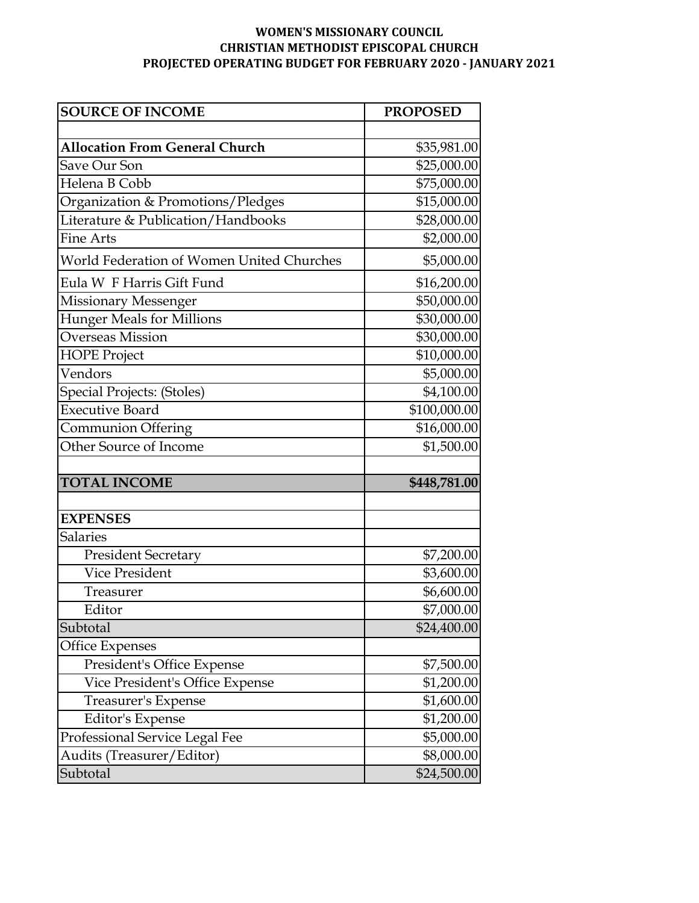**WOMEN'S MISSIONARY COUNCIL**
**CHRISTIAN METHODIST EPISCOPAL CHURCH**
**PROJECTED OPERATING BUDGET FOR FEBRUARY 2020 - JANUARY 2021**

| SOURCE OF INCOME | PROPOSED |
|---|---|
| | |
| **Allocation From General Church** | $35,981.00 |
| Save Our Son | $25,000.00 |
| Helena B Cobb | $75,000.00 |
| Organization & Promotions/Pledges | $15,000.00 |
| Literature & Publication/Handbooks | $28,000.00 |
| Fine Arts | $2,000.00 |
| World Federation of Women United Churches | $5,000.00 |
| Eula W F Harris Gift Fund | $16,200.00 |
| Missionary Messenger | $50,000.00 |
| Hunger Meals for Millions | $30,000.00 |
| Overseas Mission | $30,000.00 |
| HOPE Project | $10,000.00 |
| Vendors | $5,000.00 |
| Special Projects: (Stoles) | $4,100.00 |
| Executive Board | $100,000.00 |
| Communion Offering | $16,000.00 |
| Other Source of Income | $1,500.00 |
| | |
| **TOTAL INCOME** | **$448,781.00** |
| | |
| **EXPENSES** | |
| Salaries | |
| President Secretary | $7,200.00 |
| Vice President | $3,600.00 |
| Treasurer | $6,600.00 |
| Editor | $7,000.00 |
| Subtotal | $24,400.00 |
| Office Expenses | |
| President's Office Expense | $7,500.00 |
| Vice President's Office Expense | $1,200.00 |
| Treasurer's Expense | $1,600.00 |
| Editor's Expense | $1,200.00 |
| Professional Service Legal Fee | $5,000.00 |
| Audits (Treasurer/Editor) | $8,000.00 |
| Subtotal | $24,500.00 |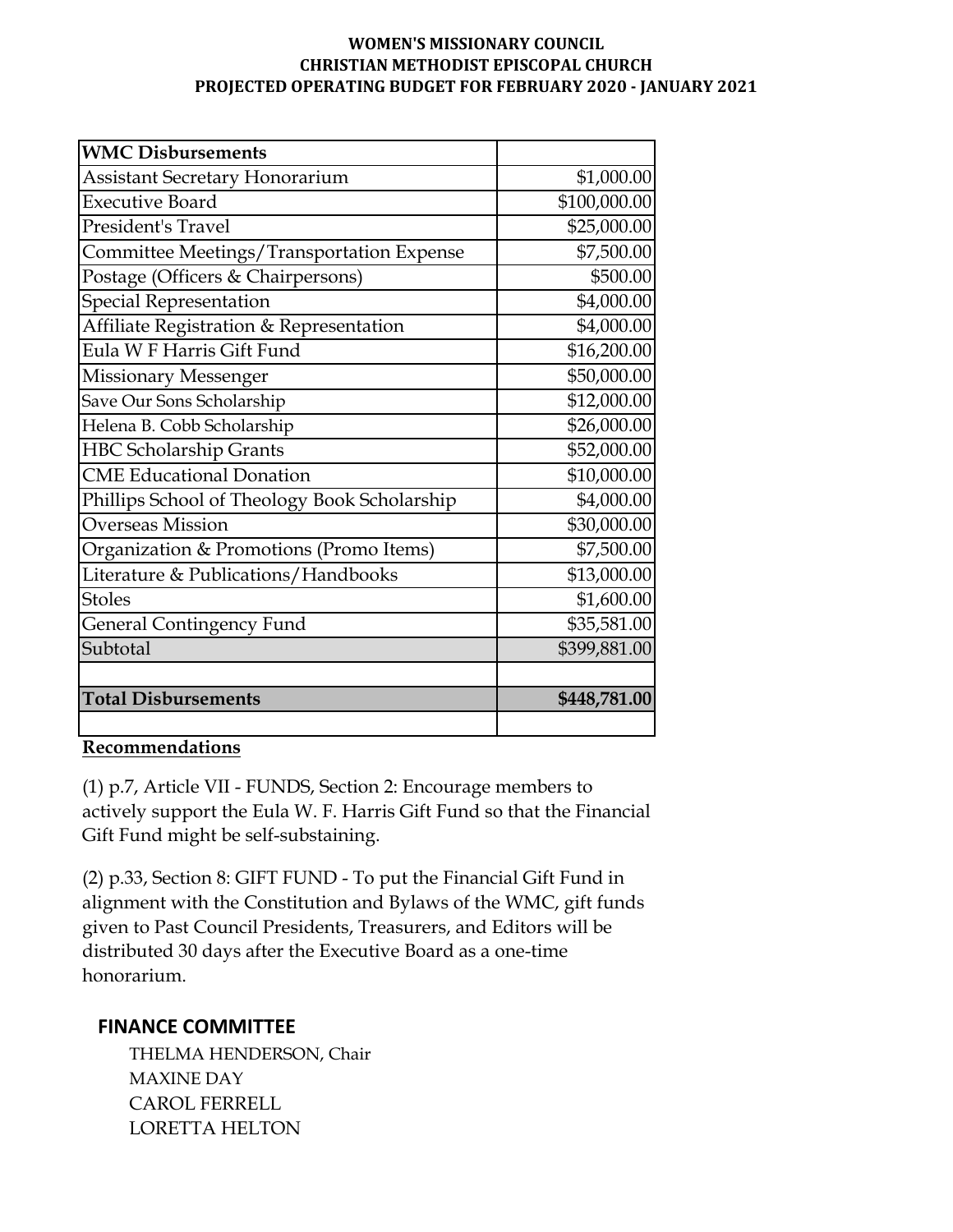**WOMEN'S MISSIONARY COUNCIL**
**CHRISTIAN METHODIST EPISCOPAL CHURCH**
**PROJECTED OPERATING BUDGET FOR FEBRUARY 2020 - JANUARY 2021**

| **WMC Disbursements** | |
|---|---|
| Assistant Secretary Honorarium | $1,000.00 |
| Executive Board | $100,000.00 |
| President's Travel | $25,000.00 |
| Committee Meetings/Transportation Expense | $7,500.00 |
| Postage (Officers & Chairpersons) | $500.00 |
| Special Representation | $4,000.00 |
| Affiliate Registration & Representation | $4,000.00 |
| Eula W F Harris Gift Fund | $16,200.00 |
| Missionary Messenger | $50,000.00 |
| Save Our Sons Scholarship | $12,000.00 |
| Helena B. Cobb Scholarship | $26,000.00 |
| HBC Scholarship Grants | $52,000.00 |
| CME Educational Donation | $10,000.00 |
| Phillips School of Theology Book Scholarship | $4,000.00 |
| Overseas Mission | $30,000.00 |
| Organization & Promotions (Promo Items) | $7,500.00 |
| Literature & Publications/Handbooks | $13,000.00 |
| Stoles | $1,600.00 |
| General Contingency Fund | $35,581.00 |
| Subtotal | $399,881.00 |
| | |
| **Total Disbursements** | **$448,781.00** |
| | |

**Recommendations**

(1) p.7, Article VII - FUNDS, Section 2: Encourage members to actively support the Eula W. F. Harris Gift Fund so that the Financial Gift Fund might be self-substaining.

(2) p.33, Section 8: GIFT FUND - To put the Financial Gift Fund in alignment with the Constitution and Bylaws of the WMC, gift funds given to Past Council Presidents, Treasurers, and Editors will be distributed 30 days after the Executive Board as a one-time honorarium.

**FINANCE COMMITTEE**

THELMA HENDERSON, Chair
MAXINE DAY
CAROL FERRELL
LORETTA HELTON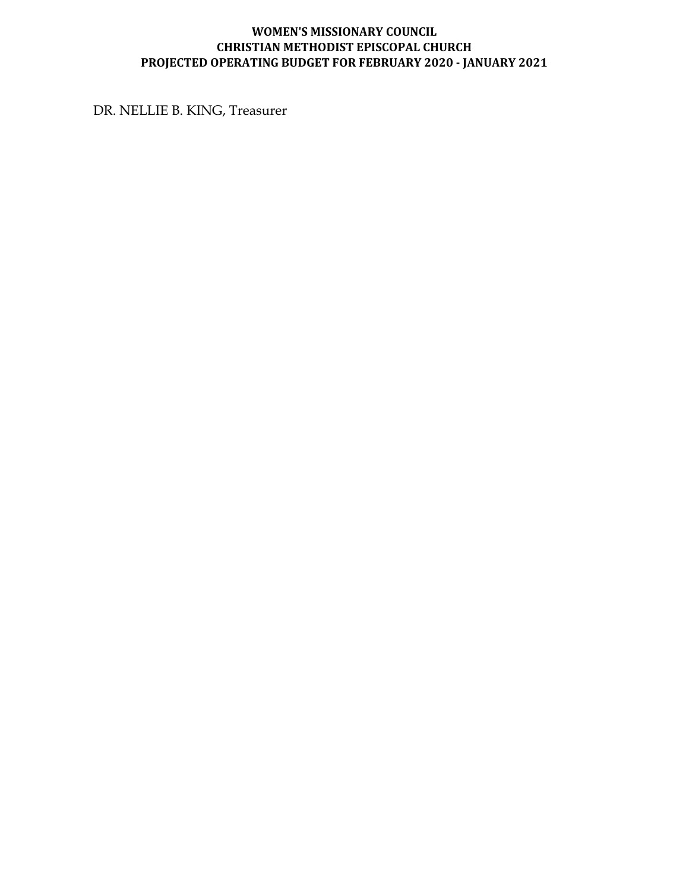**WOMEN'S MISSIONARY COUNCIL**
**CHRISTIAN METHODIST EPISCOPAL CHURCH**
**PROJECTED OPERATING BUDGET FOR FEBRUARY 2020 - JANUARY 2021**

DR. NELLIE B. KING, Treasurer